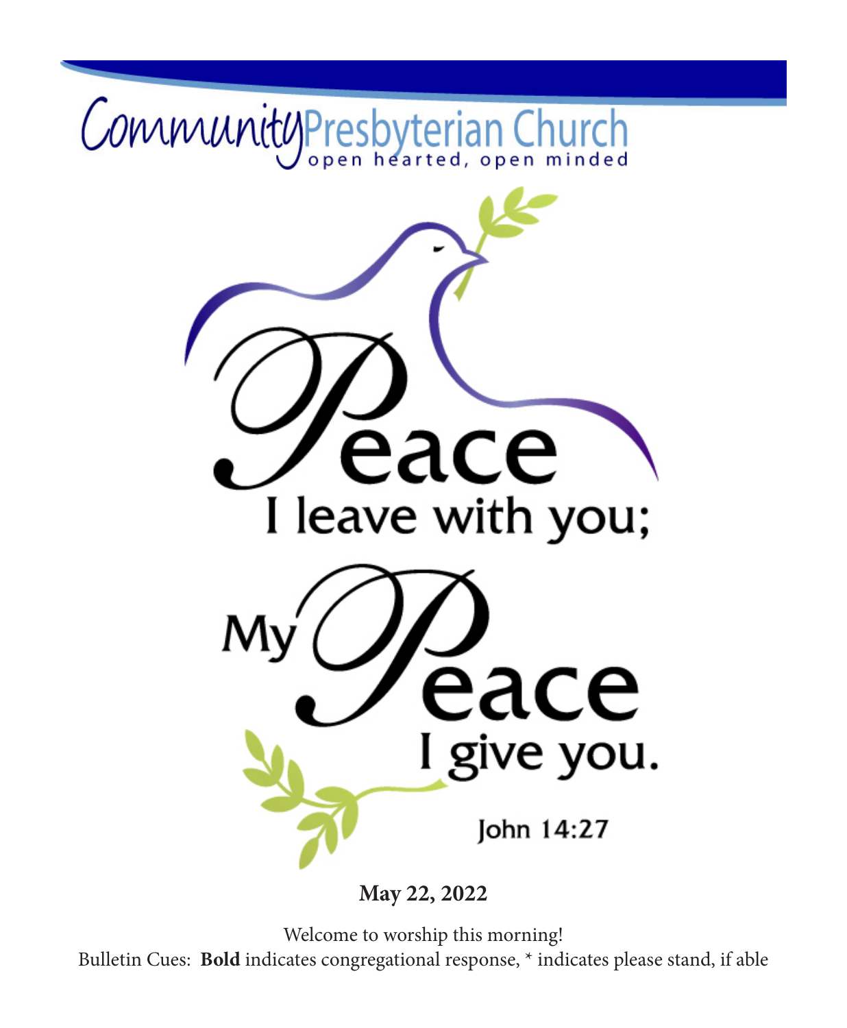# Community Presbyterian Church

open hearted, open minded

Peace I leave with you; My Peace I give you.

John 14:27

**May 22, 2022**

Welcome to worship this morning!

Bulletin Cues: **Bold** indicates congregational response, * indicates please stand, if able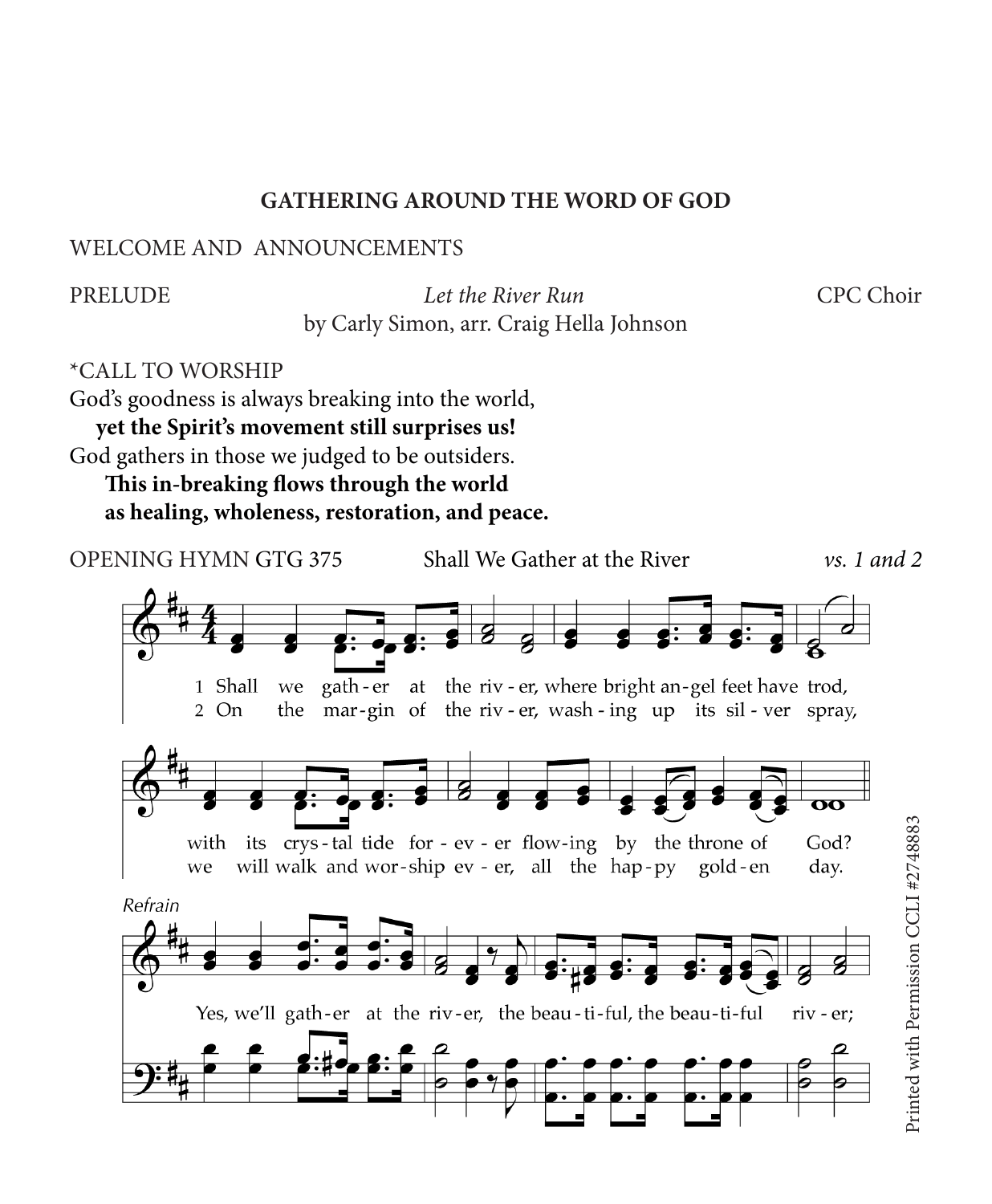**GATHERING AROUND THE WORD OF GOD**

WELCOME AND ANNOUNCEMENTS

PRELUDE *Let the River Run* CPC Choir
by Carly Simon, arr. Craig Hella Johnson

*CALL TO WORSHIP
God's goodness is always breaking into the world,
**yet the Spirit's movement still surprises us!**
God gathers in those we judged to be outsiders.
**This in-breaking flows through the world**
**as healing, wholeness, restoration, and peace.**

OPENING HYMN GTG 375 Shall We Gather at the River *vs. 1 and 2*

1 Shall we gath-er at the riv-er, where bright an-gel feet have trod,
with its crys-tal tide for-ev-er flow-ing by the throne of God?

2 On the mar-gin of the riv-er, wash-ing up its sil-ver spray,
we will walk and wor-ship ev-er, all the hap-py gold-en day.

*Refrain*
Yes, we'll gath-er at the riv-er, the beau-ti-ful, the beau-ti-ful riv-er;

Printed with Permission CCLI #2748883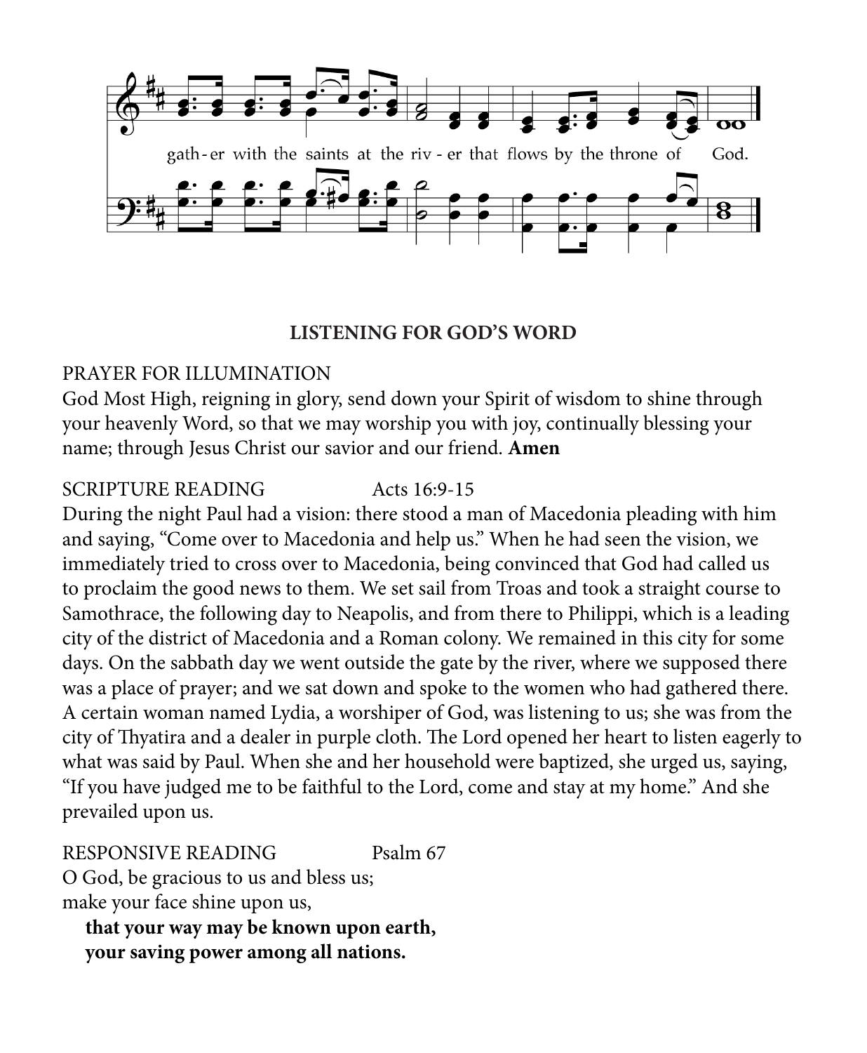gath - er with the saints at the riv - er that flows by the throne of God.

## LISTENING FOR GOD'S WORD

PRAYER FOR ILLUMINATION

God Most High, reigning in glory, send down your Spirit of wisdom to shine through your heavenly Word, so that we may worship you with joy, continually blessing your name; through Jesus Christ our savior and our friend. **Amen**

SCRIPTURE READING Acts 16:9-15

During the night Paul had a vision: there stood a man of Macedonia pleading with him and saying, "Come over to Macedonia and help us." When he had seen the vision, we immediately tried to cross over to Macedonia, being convinced that God had called us to proclaim the good news to them. We set sail from Troas and took a straight course to Samothrace, the following day to Neapolis, and from there to Philippi, which is a leading city of the district of Macedonia and a Roman colony. We remained in this city for some days. On the sabbath day we went outside the gate by the river, where we supposed there was a place of prayer; and we sat down and spoke to the women who had gathered there. A certain woman named Lydia, a worshiper of God, was listening to us; she was from the city of Thyatira and a dealer in purple cloth. The Lord opened her heart to listen eagerly to what was said by Paul. When she and her household were baptized, she urged us, saying, "If you have judged me to be faithful to the Lord, come and stay at my home." And she prevailed upon us.

RESPONSIVE READING Psalm 67

O God, be gracious to us and bless us;
make your face shine upon us,

**that your way may be known upon earth,**
**your saving power among all nations.**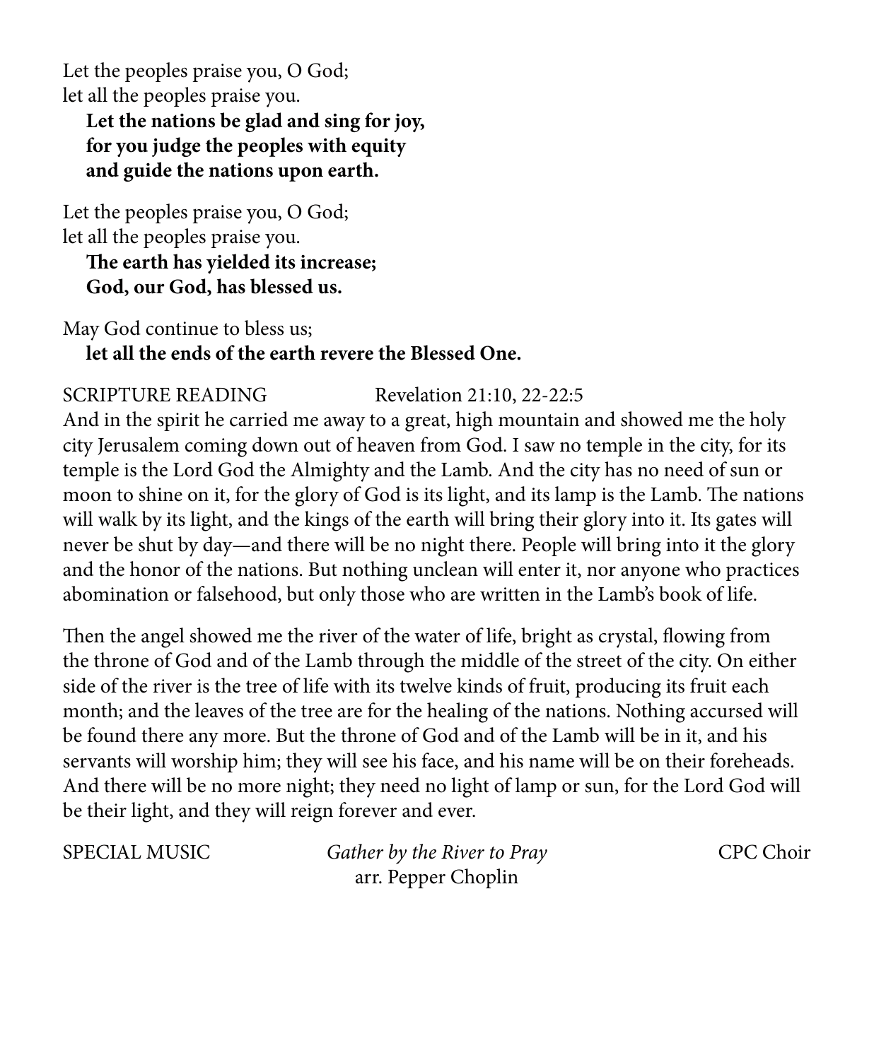Let the peoples praise you, O God;
let all the peoples praise you.
**Let the nations be glad and sing for joy,**
**for you judge the peoples with equity**
**and guide the nations upon earth.**

Let the peoples praise you, O God;
let all the peoples praise you.
**The earth has yielded its increase;**
**God, our God, has blessed us.**

May God continue to bless us;
**let all the ends of the earth revere the Blessed One.**

SCRIPTURE READING Revelation 21:10, 22-22:5

And in the spirit he carried me away to a great, high mountain and showed me the holy city Jerusalem coming down out of heaven from God. I saw no temple in the city, for its temple is the Lord God the Almighty and the Lamb. And the city has no need of sun or moon to shine on it, for the glory of God is its light, and its lamp is the Lamb. The nations will walk by its light, and the kings of the earth will bring their glory into it. Its gates will never be shut by day—and there will be no night there. People will bring into it the glory and the honor of the nations. But nothing unclean will enter it, nor anyone who practices abomination or falsehood, but only those who are written in the Lamb's book of life.

Then the angel showed me the river of the water of life, bright as crystal, flowing from the throne of God and of the Lamb through the middle of the street of the city. On either side of the river is the tree of life with its twelve kinds of fruit, producing its fruit each month; and the leaves of the tree are for the healing of the nations. Nothing accursed will be found there any more. But the throne of God and of the Lamb will be in it, and his servants will worship him; they will see his face, and his name will be on their foreheads. And there will be no more night; they need no light of lamp or sun, for the Lord God will be their light, and they will reign forever and ever.

SPECIAL MUSIC *Gather by the River to Pray* CPC Choir
arr. Pepper Choplin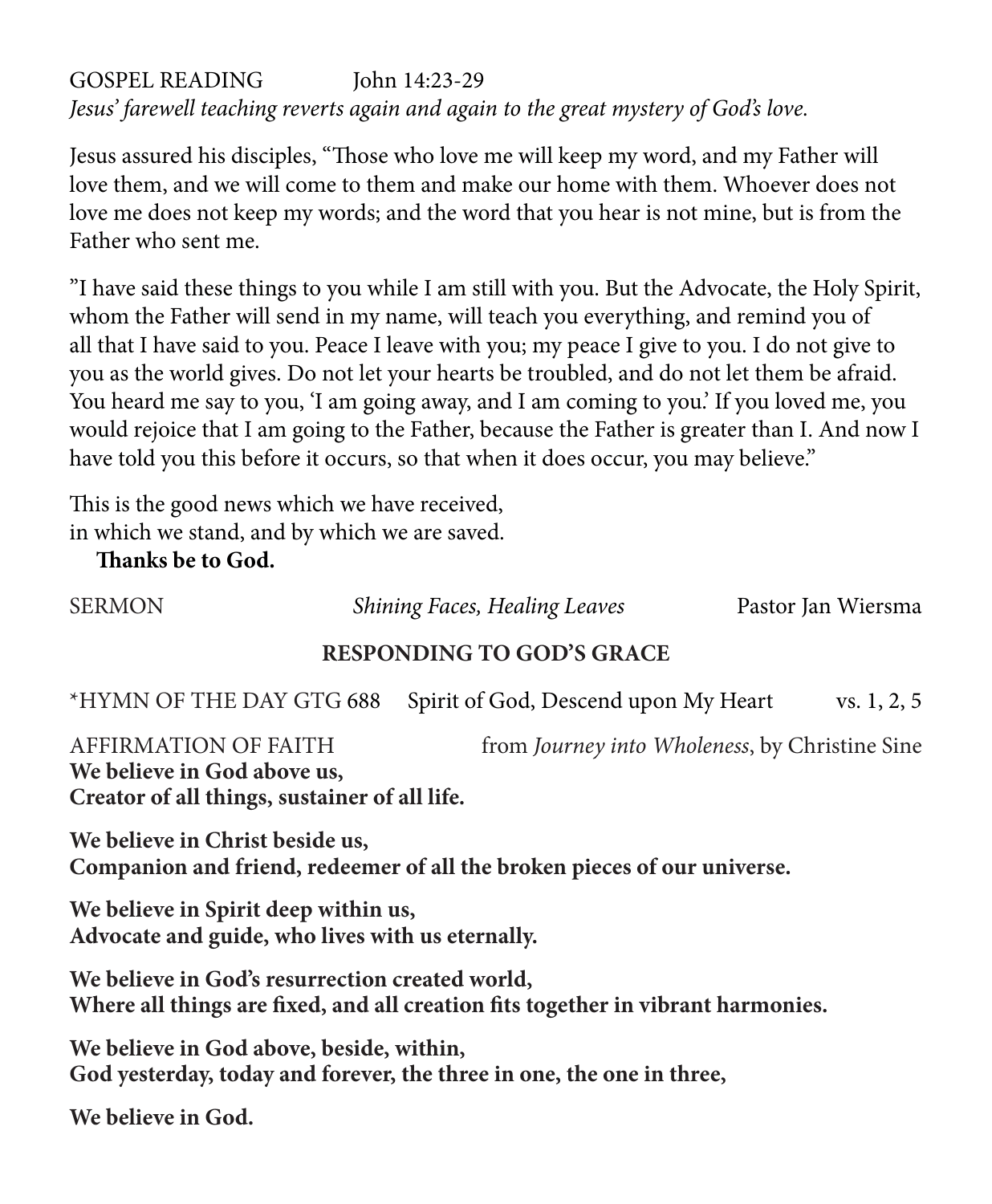GOSPEL READING John 14:23-29

*Jesus' farewell teaching reverts again and again to the great mystery of God's love.*

Jesus assured his disciples, "Those who love me will keep my word, and my Father will love them, and we will come to them and make our home with them. Whoever does not love me does not keep my words; and the word that you hear is not mine, but is from the Father who sent me.

"I have said these things to you while I am still with you. But the Advocate, the Holy Spirit, whom the Father will send in my name, will teach you everything, and remind you of all that I have said to you. Peace I leave with you; my peace I give to you. I do not give to you as the world gives. Do not let your hearts be troubled, and do not let them be afraid. You heard me say to you, 'I am going away, and I am coming to you.' If you loved me, you would rejoice that I am going to the Father, because the Father is greater than I. And now I have told you this before it occurs, so that when it does occur, you may believe."

This is the good news which we have received,
in which we stand, and by which we are saved.
**Thanks be to God.**

SERMON *Shining Faces, Healing Leaves* Pastor Jan Wiersma

## RESPONDING TO GOD'S GRACE

*HYMN OF THE DAY GTG 688 Spirit of God, Descend upon My Heart vs. 1, 2, 5

AFFIRMATION OF FAITH from *Journey into Wholeness*, by Christine Sine

**We believe in God above us,**
**Creator of all things, sustainer of all life.**

**We believe in Christ beside us,**
**Companion and friend, redeemer of all the broken pieces of our universe.**

**We believe in Spirit deep within us,**
**Advocate and guide, who lives with us eternally.**

**We believe in God's resurrection created world,**
**Where all things are fixed, and all creation fits together in vibrant harmonies.**

**We believe in God above, beside, within,**
**God yesterday, today and forever, the three in one, the one in three,**

**We believe in God.**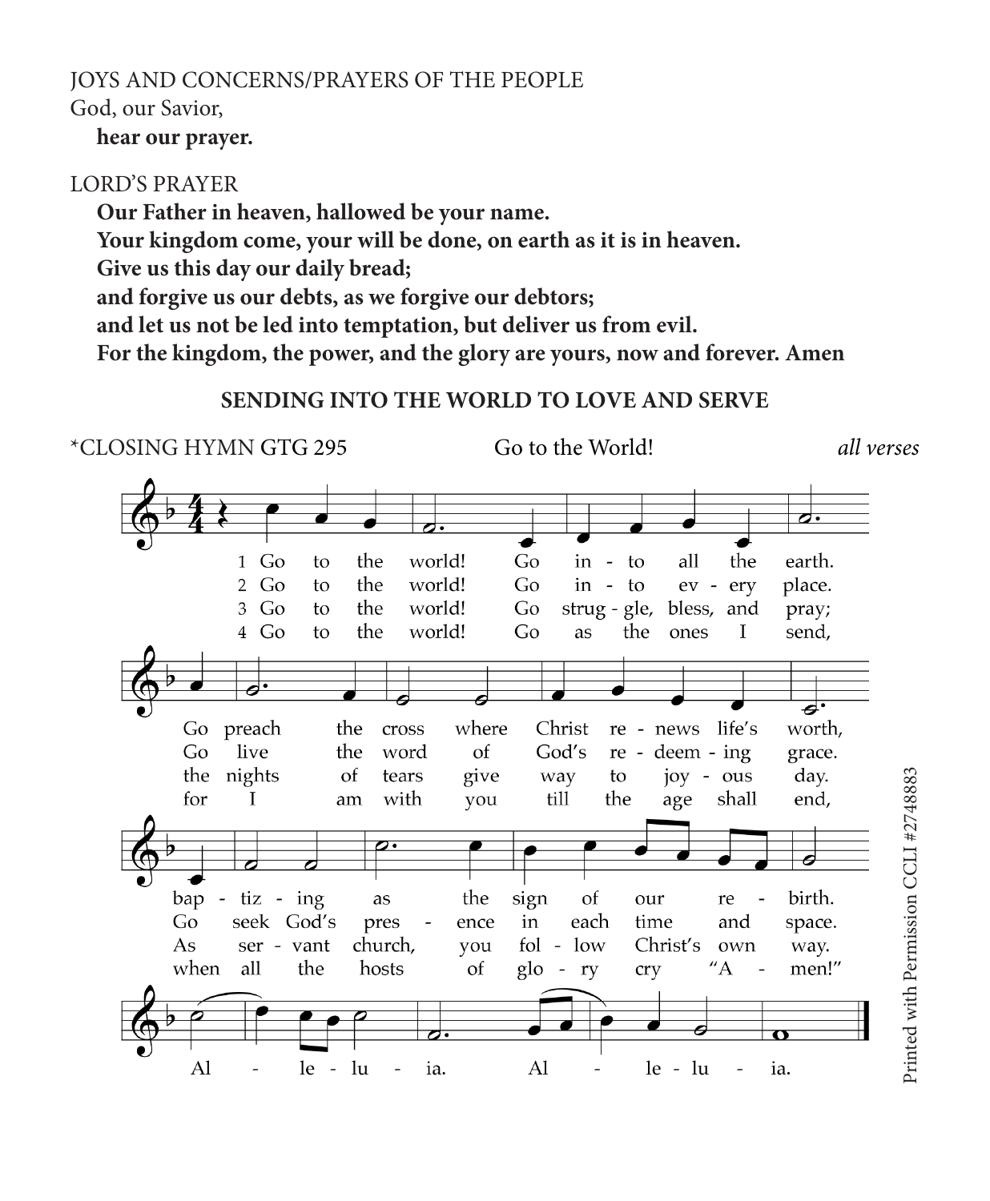JOYS AND CONCERNS/PRAYERS OF THE PEOPLE

God, our Savior,
**hear our prayer.**

LORD'S PRAYER

**Our Father in heaven, hallowed be your name.**
**Your kingdom come, your will be done, on earth as it is in heaven.**
**Give us this day our daily bread;**
**and forgive us our debts, as we forgive our debtors;**
**and let us not be led into temptation, but deliver us from evil.**
**For the kingdom, the power, and the glory are yours, now and forever. Amen**

## SENDING INTO THE WORLD TO LOVE AND SERVE

*CLOSING HYMN GTG 295 — Go to the World! — *all verses*

1 Go to the world! Go into all the earth.
Go preach the cross where Christ renews life's worth,
baptizing as the sign of our rebirth.
Alleluia. Alleluia.

2 Go to the world! Go into every place.
Go live the word of God's redeeming grace.
Go seek God's presence in each time and space.
Alleluia. Alleluia.

3 Go to the world! Go struggle, bless, and pray;
the nights of tears give way to joyous day.
As servant church, you follow Christ's own way.
Alleluia. Alleluia.

4 Go to the world! Go as the ones I send,
for I am with you till the age shall end,
when all the hosts of glory cry "Amen!"
Alleluia. Alleluia.

Printed with Permission CCLI #2748883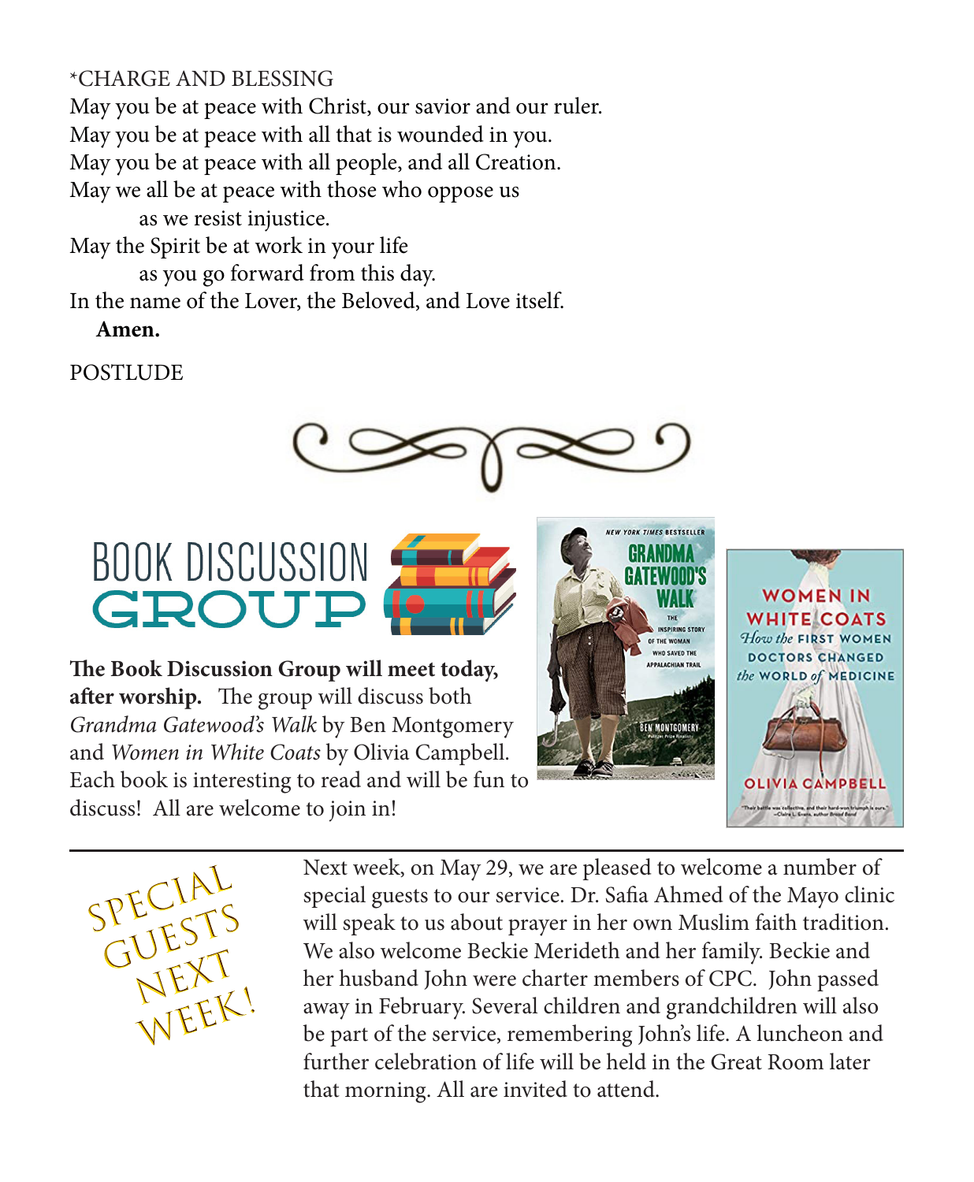\*CHARGE AND BLESSING

May you be at peace with Christ, our savior and our ruler.
May you be at peace with all that is wounded in you.
May you be at peace with all people, and all Creation.
May we all be at peace with those who oppose us
as we resist injustice.
May the Spirit be at work in your life
as you go forward from this day.
In the name of the Lover, the Beloved, and Love itself.
**Amen.**

POSTLUDE

## BOOK DISCUSSION GROUP

**The Book Discussion Group will meet today, after worship.** The group will discuss both *Grandma Gatewood's Walk* by Ben Montgomery and *Women in White Coats* by Olivia Campbell. Each book is interesting to read and will be fun to discuss! All are welcome to join in!

## SPECIAL GUESTS NEXT WEEK!

Next week, on May 29, we are pleased to welcome a number of special guests to our service. Dr. Safia Ahmed of the Mayo clinic will speak to us about prayer in her own Muslim faith tradition. We also welcome Beckie Merideth and her family. Beckie and her husband John were charter members of CPC. John passed away in February. Several children and grandchildren will also be part of the service, remembering John's life. A luncheon and further celebration of life will be held in the Great Room later that morning. All are invited to attend.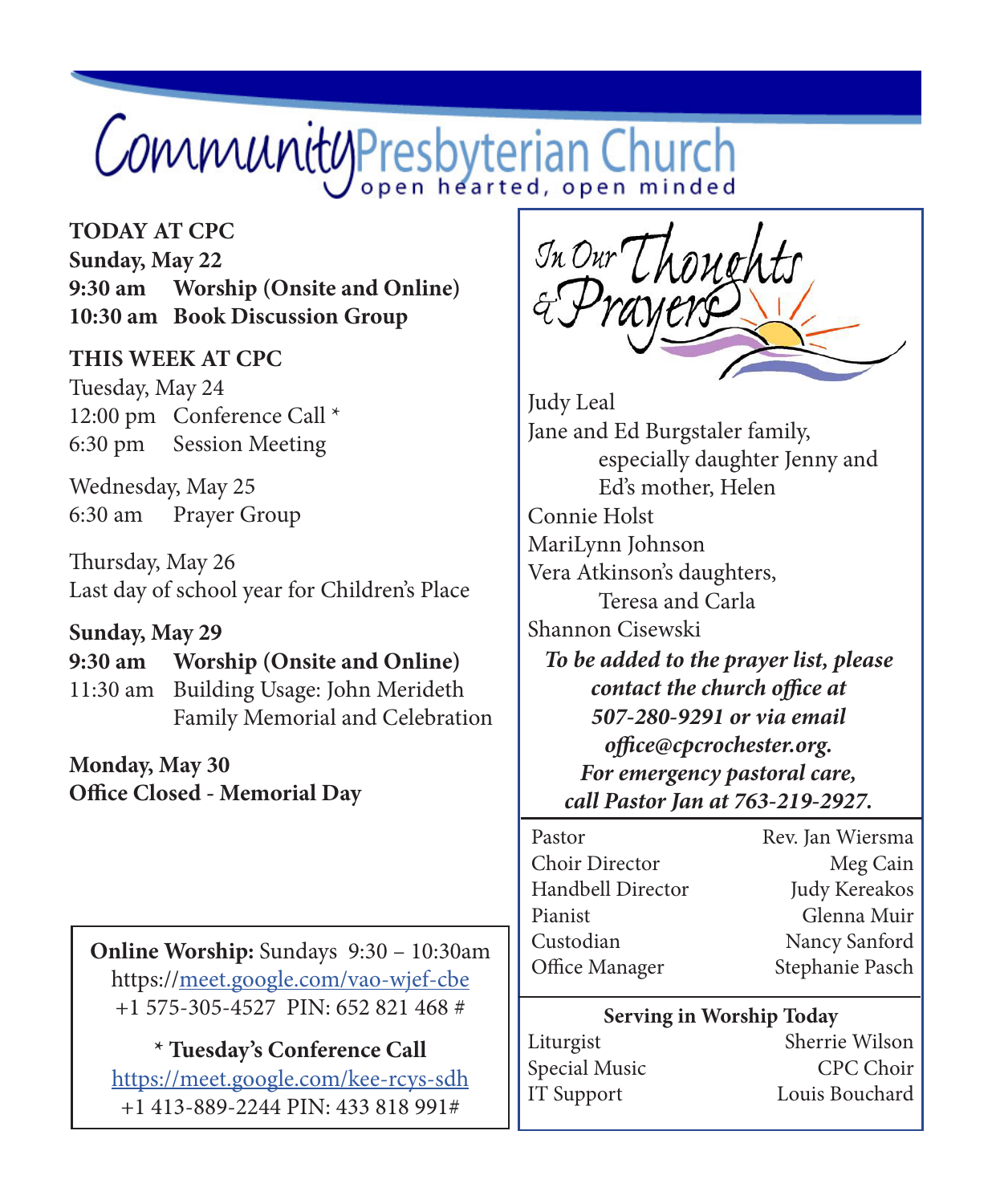# Community Presbyterian Church

open hearted, open minded

**TODAY AT CPC**
**Sunday, May 22**
**9:30 am Worship (Onsite and Online)**
**10:30 am Book Discussion Group**

**THIS WEEK AT CPC**

Tuesday, May 24
12:00 pm Conference Call *
6:30 pm Session Meeting

Wednesday, May 25
6:30 am Prayer Group

Thursday, May 26
Last day of school year for Children's Place

**Sunday, May 29**
**9:30 am Worship (Onsite and Online)**
11:30 am Building Usage: John Merideth Family Memorial and Celebration

**Monday, May 30**
**Office Closed - Memorial Day**

**Online Worship:** Sundays 9:30 – 10:30am
https://meet.google.com/vao-wjef-cbe
+1 575-305-4527 PIN: 652 821 468 #

**\* Tuesday's Conference Call**
https://meet.google.com/kee-rcys-sdh
+1 413-889-2244 PIN: 433 818 991#

## In Our Thoughts & Prayers

Judy Leal
Jane and Ed Burgstaler family, especially daughter Jenny and Ed's mother, Helen
Connie Holst
MariLynn Johnson
Vera Atkinson's daughters, Teresa and Carla
Shannon Cisewski

***To be added to the prayer list, please contact the church office at 507-280-9291 or via email office@cpcrochester.org.***
***For emergency pastoral care, call Pastor Jan at 763-219-2927.***

| | |
|---|---|
| Pastor | Rev. Jan Wiersma |
| Choir Director | Meg Cain |
| Handbell Director | Judy Kereakos |
| Pianist | Glenna Muir |
| Custodian | Nancy Sanford |
| Office Manager | Stephanie Pasch |

**Serving in Worship Today**

| | |
|---|---|
| Liturgist | Sherrie Wilson |
| Special Music | CPC Choir |
| IT Support | Louis Bouchard |